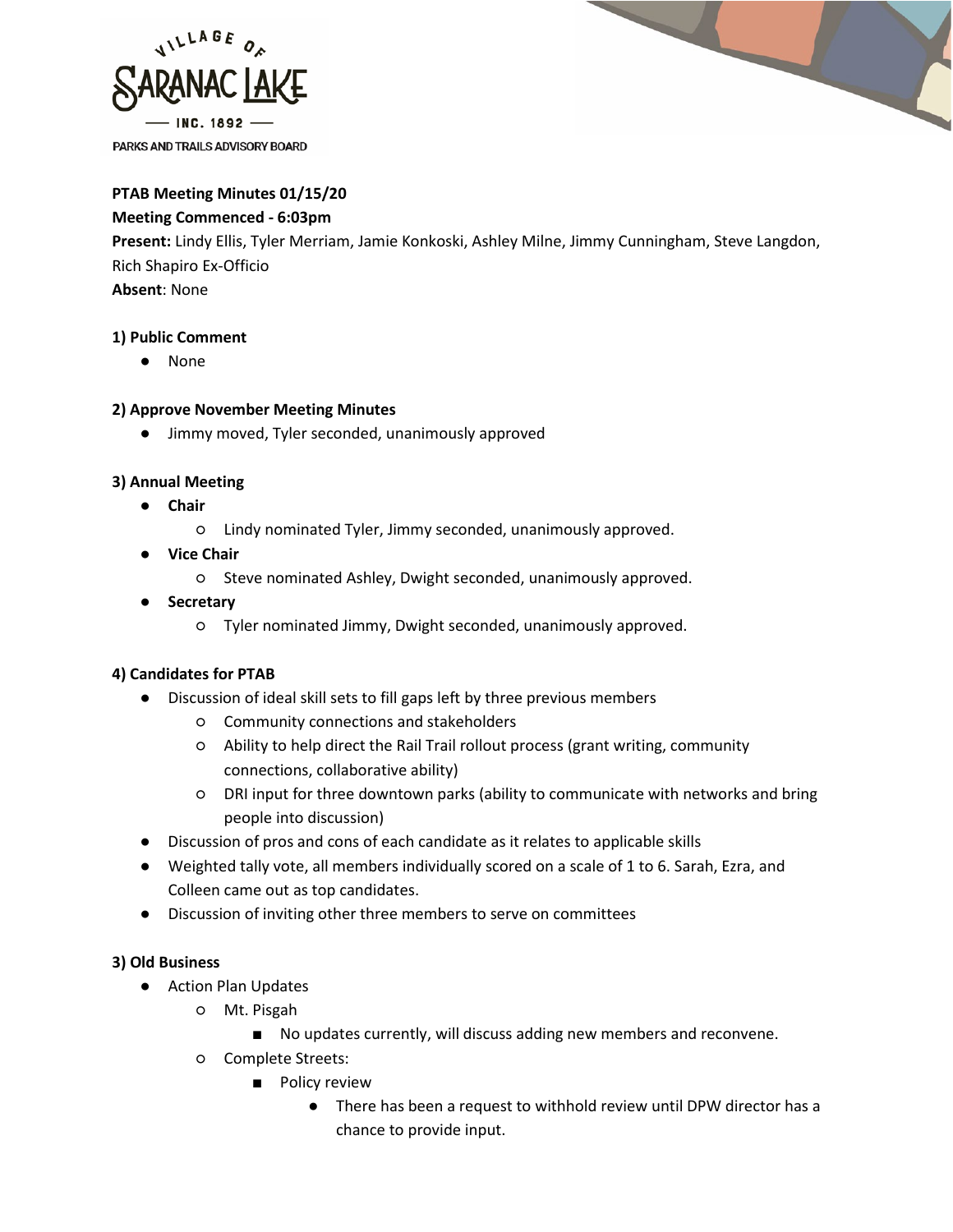VILLAGE OF SARANAC LAKE — INC. 1892 —
PARKS AND TRAILS ADVISORY BOARD

**PTAB Meeting Minutes 01/15/20**
**Meeting Commenced - 6:03pm**
**Present:** Lindy Ellis, Tyler Merriam, Jamie Konkoski, Ashley Milne, Jimmy Cunningham, Steve Langdon, Rich Shapiro Ex-Officio
**Absent**: None

**1) Public Comment**

- None

**2) Approve November Meeting Minutes**

- Jimmy moved, Tyler seconded, unanimously approved

**3) Annual Meeting**

- **Chair**
  - Lindy nominated Tyler, Jimmy seconded, unanimously approved.
- **Vice Chair**
  - Steve nominated Ashley, Dwight seconded, unanimously approved.
- **Secretary**
  - Tyler nominated Jimmy, Dwight seconded, unanimously approved.

**4) Candidates for PTAB**

- Discussion of ideal skill sets to fill gaps left by three previous members
  - Community connections and stakeholders
  - Ability to help direct the Rail Trail rollout process (grant writing, community connections, collaborative ability)
  - DRI input for three downtown parks (ability to communicate with networks and bring people into discussion)
- Discussion of pros and cons of each candidate as it relates to applicable skills
- Weighted tally vote, all members individually scored on a scale of 1 to 6. Sarah, Ezra, and Colleen came out as top candidates.
- Discussion of inviting other three members to serve on committees

**3) Old Business**

- Action Plan Updates
  - Mt. Pisgah
    - No updates currently, will discuss adding new members and reconvene.
  - Complete Streets:
    - Policy review
      - There has been a request to withhold review until DPW director has a chance to provide input.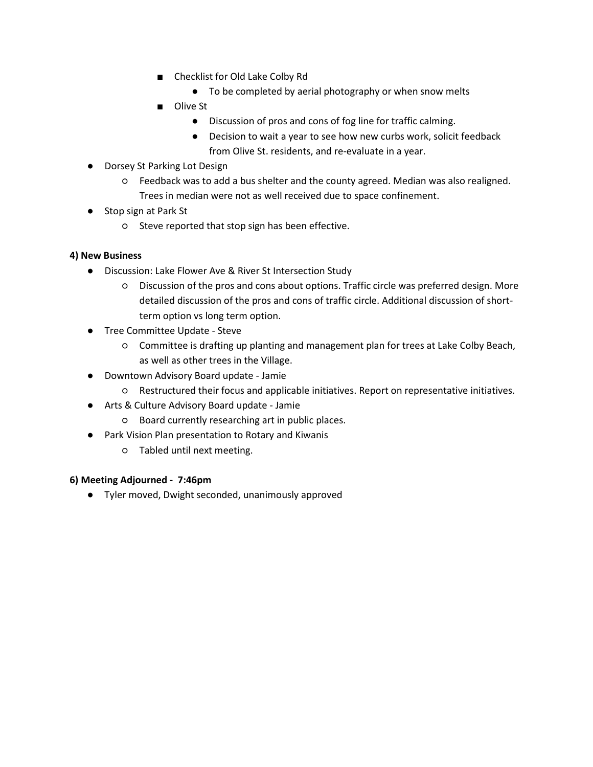- Checklist for Old Lake Colby Rd
            - To be completed by aerial photography or when snow melts
        - Olive St
            - Discussion of pros and cons of fog line for traffic calming.
            - Decision to wait a year to see how new curbs work, solicit feedback from Olive St. residents, and re-evaluate in a year.
- Dorsey St Parking Lot Design
    - Feedback was to add a bus shelter and the county agreed. Median was also realigned. Trees in median were not as well received due to space confinement.
- Stop sign at Park St
    - Steve reported that stop sign has been effective.

**4) New Business**

- Discussion: Lake Flower Ave & River St Intersection Study
    - Discussion of the pros and cons about options. Traffic circle was preferred design. More detailed discussion of the pros and cons of traffic circle. Additional discussion of short-term option vs long term option.
- Tree Committee Update - Steve
    - Committee is drafting up planting and management plan for trees at Lake Colby Beach, as well as other trees in the Village.
- Downtown Advisory Board update - Jamie
    - Restructured their focus and applicable initiatives. Report on representative initiatives.
- Arts & Culture Advisory Board update - Jamie
    - Board currently researching art in public places.
- Park Vision Plan presentation to Rotary and Kiwanis
    - Tabled until next meeting.

**6) Meeting Adjourned - 7:46pm**

- Tyler moved, Dwight seconded, unanimously approved